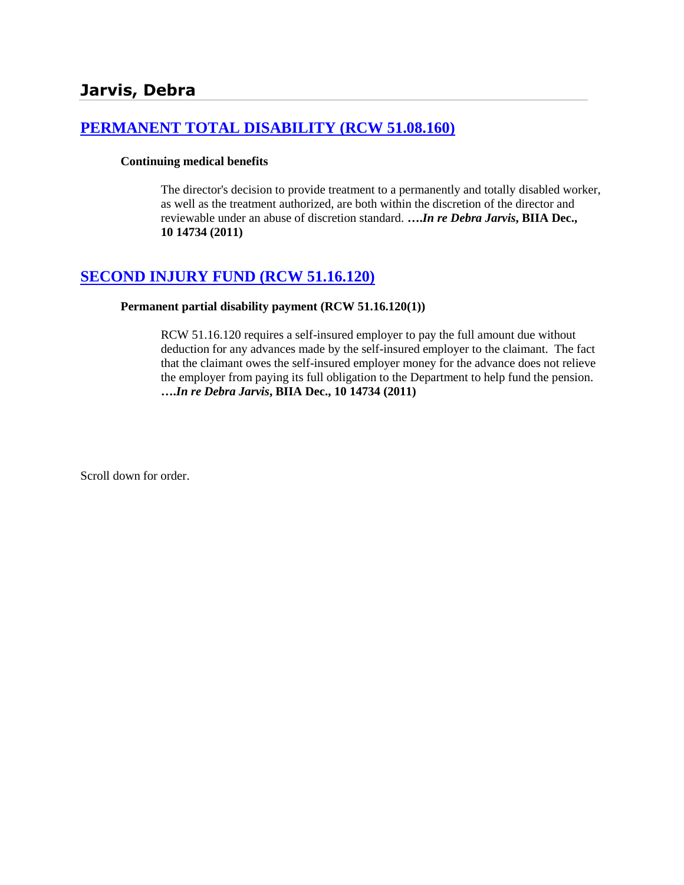# Jarvis, Debra

## [PERMANENT TOTAL DISABILITY (RCW 51.08.160)]

**Continuing medical benefits**

The director's decision to provide treatment to a permanently and totally disabled worker, as well as the treatment authorized, are both within the discretion of the director and reviewable under an abuse of discretion standard. ***….In re Debra Jarvis*, BIIA Dec., 10 14734 (2011)**

## [SECOND INJURY FUND (RCW 51.16.120)]

**Permanent partial disability payment (RCW 51.16.120(1))**

RCW 51.16.120 requires a self-insured employer to pay the full amount due without deduction for any advances made by the self-insured employer to the claimant. The fact that the claimant owes the self-insured employer money for the advance does not relieve the employer from paying its full obligation to the Department to help fund the pension. ***….In re Debra Jarvis*, BIIA Dec., 10 14734 (2011)**

Scroll down for order.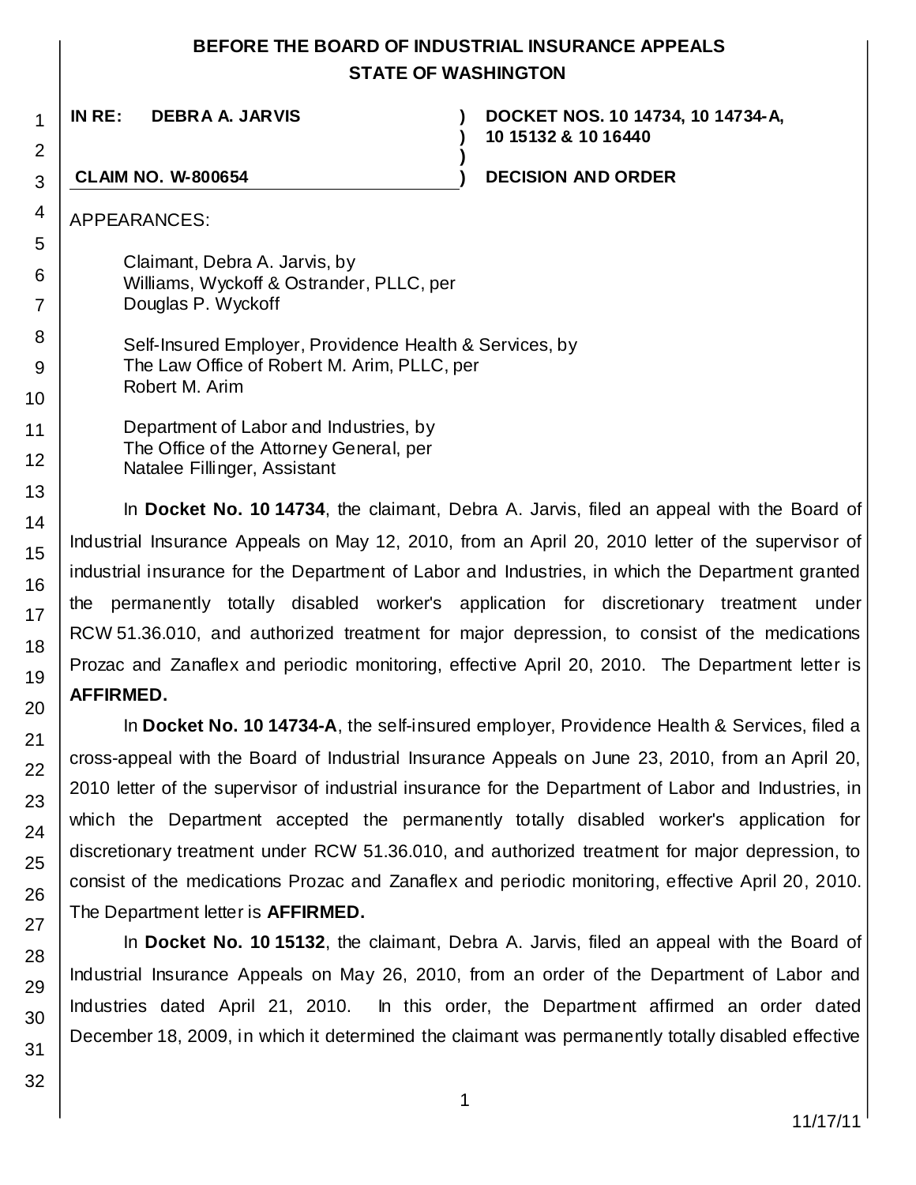# BEFORE THE BOARD OF INDUSTRIAL INSURANCE APPEALS STATE OF WASHINGTON

| | | |
|---|---|---|
| **IN RE: DEBRA A. JARVIS** | **)** | **DOCKET NOS. 10 14734, 10 14734-A, 10 15132 & 10 16440** |
| **CLAIM NO. W-800654** | **)** | **DECISION AND ORDER** |

APPEARANCES:

Claimant, Debra A. Jarvis, by
Williams, Wyckoff & Ostrander, PLLC, per
Douglas P. Wyckoff

Self-Insured Employer, Providence Health & Services, by
The Law Office of Robert M. Arim, PLLC, per
Robert M. Arim

Department of Labor and Industries, by
The Office of the Attorney General, per
Natalee Fillinger, Assistant

In **Docket No. 10 14734**, the claimant, Debra A. Jarvis, filed an appeal with the Board of Industrial Insurance Appeals on May 12, 2010, from an April 20, 2010 letter of the supervisor of industrial insurance for the Department of Labor and Industries, in which the Department granted the permanently totally disabled worker's application for discretionary treatment under RCW 51.36.010, and authorized treatment for major depression, to consist of the medications Prozac and Zanaflex and periodic monitoring, effective April 20, 2010. The Department letter is **AFFIRMED.**

In **Docket No. 10 14734-A**, the self-insured employer, Providence Health & Services, filed a cross-appeal with the Board of Industrial Insurance Appeals on June 23, 2010, from an April 20, 2010 letter of the supervisor of industrial insurance for the Department of Labor and Industries, in which the Department accepted the permanently totally disabled worker's application for discretionary treatment under RCW 51.36.010, and authorized treatment for major depression, to consist of the medications Prozac and Zanaflex and periodic monitoring, effective April 20, 2010. The Department letter is **AFFIRMED.**

In **Docket No. 10 15132**, the claimant, Debra A. Jarvis, filed an appeal with the Board of Industrial Insurance Appeals on May 26, 2010, from an order of the Department of Labor and Industries dated April 21, 2010. In this order, the Department affirmed an order dated December 18, 2009, in which it determined the claimant was permanently totally disabled effective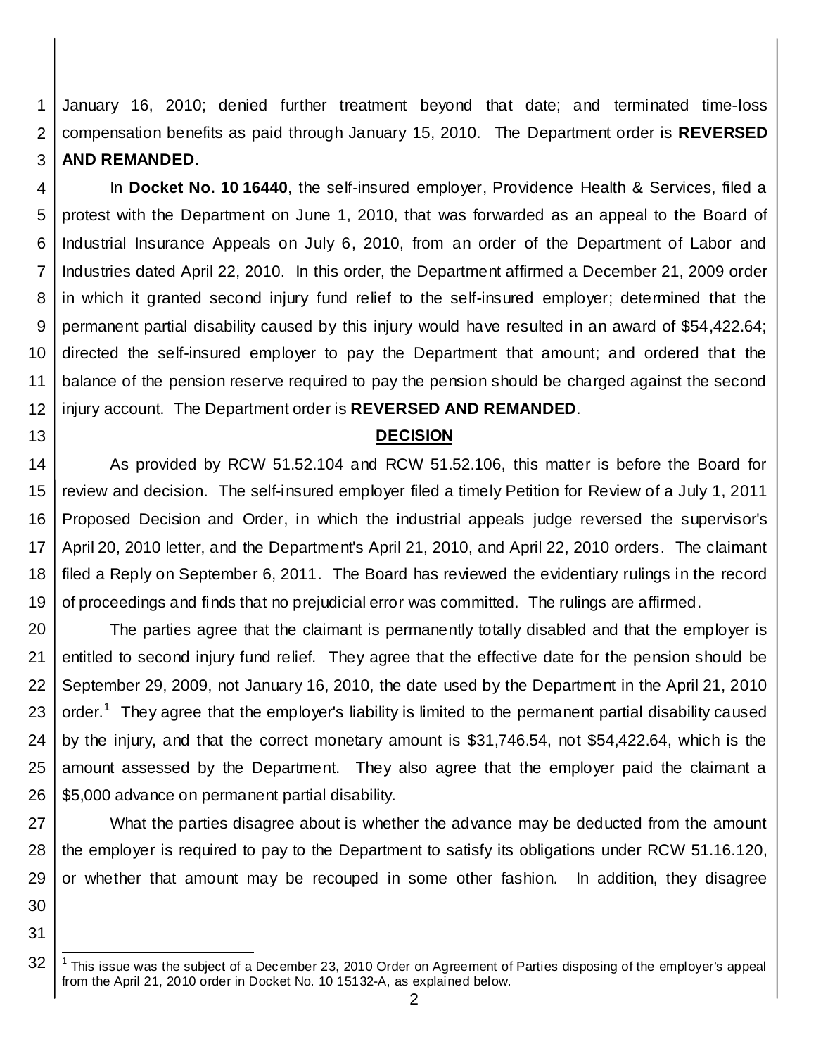January 16, 2010; denied further treatment beyond that date; and terminated time-loss compensation benefits as paid through January 15, 2010. The Department order is **REVERSED AND REMANDED**.

In **Docket No. 10 16440**, the self-insured employer, Providence Health & Services, filed a protest with the Department on June 1, 2010, that was forwarded as an appeal to the Board of Industrial Insurance Appeals on July 6, 2010, from an order of the Department of Labor and Industries dated April 22, 2010. In this order, the Department affirmed a December 21, 2009 order in which it granted second injury fund relief to the self-insured employer; determined that the permanent partial disability caused by this injury would have resulted in an award of $54,422.64; directed the self-insured employer to pay the Department that amount; and ordered that the balance of the pension reserve required to pay the pension should be charged against the second injury account. The Department order is **REVERSED AND REMANDED**.

## DECISION

As provided by RCW 51.52.104 and RCW 51.52.106, this matter is before the Board for review and decision. The self-insured employer filed a timely Petition for Review of a July 1, 2011 Proposed Decision and Order, in which the industrial appeals judge reversed the supervisor's April 20, 2010 letter, and the Department's April 21, 2010, and April 22, 2010 orders. The claimant filed a Reply on September 6, 2011. The Board has reviewed the evidentiary rulings in the record of proceedings and finds that no prejudicial error was committed. The rulings are affirmed.

The parties agree that the claimant is permanently totally disabled and that the employer is entitled to second injury fund relief. They agree that the effective date for the pension should be September 29, 2009, not January 16, 2010, the date used by the Department in the April 21, 2010 order.[1] They agree that the employer's liability is limited to the permanent partial disability caused by the injury, and that the correct monetary amount is $31,746.54, not $54,422.64, which is the amount assessed by the Department. They also agree that the employer paid the claimant a $5,000 advance on permanent partial disability.

What the parties disagree about is whether the advance may be deducted from the amount the employer is required to pay to the Department to satisfy its obligations under RCW 51.16.120, or whether that amount may be recouped in some other fashion. In addition, they disagree

[1] This issue was the subject of a December 23, 2010 Order on Agreement of Parties disposing of the employer's appeal from the April 21, 2010 order in Docket No. 10 15132-A, as explained below.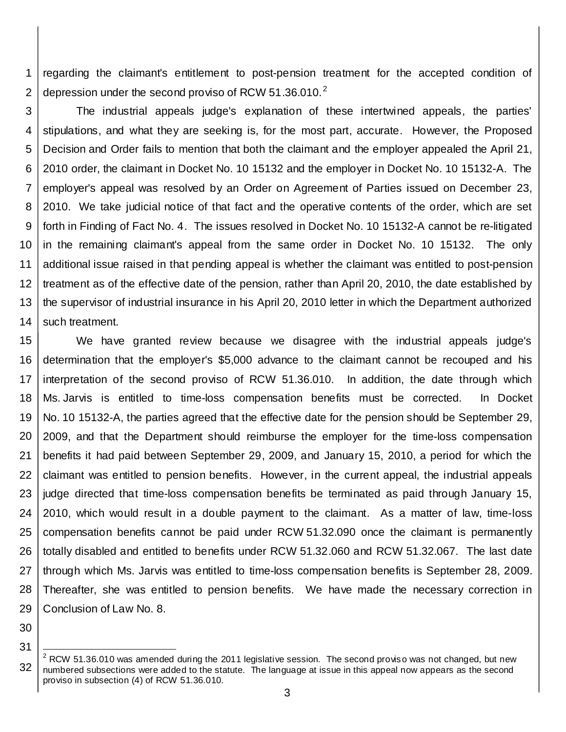regarding the claimant's entitlement to post-pension treatment for the accepted condition of depression under the second proviso of RCW 51.36.010.[2]

The industrial appeals judge's explanation of these intertwined appeals, the parties' stipulations, and what they are seeking is, for the most part, accurate. However, the Proposed Decision and Order fails to mention that both the claimant and the employer appealed the April 21, 2010 order, the claimant in Docket No. 10 15132 and the employer in Docket No. 10 15132-A. The employer's appeal was resolved by an Order on Agreement of Parties issued on December 23, 2010. We take judicial notice of that fact and the operative contents of the order, which are set forth in Finding of Fact No. 4. The issues resolved in Docket No. 10 15132-A cannot be re-litigated in the remaining claimant's appeal from the same order in Docket No. 10 15132. The only additional issue raised in that pending appeal is whether the claimant was entitled to post-pension treatment as of the effective date of the pension, rather than April 20, 2010, the date established by the supervisor of industrial insurance in his April 20, 2010 letter in which the Department authorized such treatment.

We have granted review because we disagree with the industrial appeals judge's determination that the employer's $5,000 advance to the claimant cannot be recouped and his interpretation of the second proviso of RCW 51.36.010. In addition, the date through which Ms. Jarvis is entitled to time-loss compensation benefits must be corrected. In Docket No. 10 15132-A, the parties agreed that the effective date for the pension should be September 29, 2009, and that the Department should reimburse the employer for the time-loss compensation benefits it had paid between September 29, 2009, and January 15, 2010, a period for which the claimant was entitled to pension benefits. However, in the current appeal, the industrial appeals judge directed that time-loss compensation benefits be terminated as paid through January 15, 2010, which would result in a double payment to the claimant. As a matter of law, time-loss compensation benefits cannot be paid under RCW 51.32.090 once the claimant is permanently totally disabled and entitled to benefits under RCW 51.32.060 and RCW 51.32.067. The last date through which Ms. Jarvis was entitled to time-loss compensation benefits is September 28, 2009. Thereafter, she was entitled to pension benefits. We have made the necessary correction in Conclusion of Law No. 8.

---

[2] RCW 51.36.010 was amended during the 2011 legislative session. The second proviso was not changed, but new numbered subsections were added to the statute. The language at issue in this appeal now appears as the second proviso in subsection (4) of RCW 51.36.010.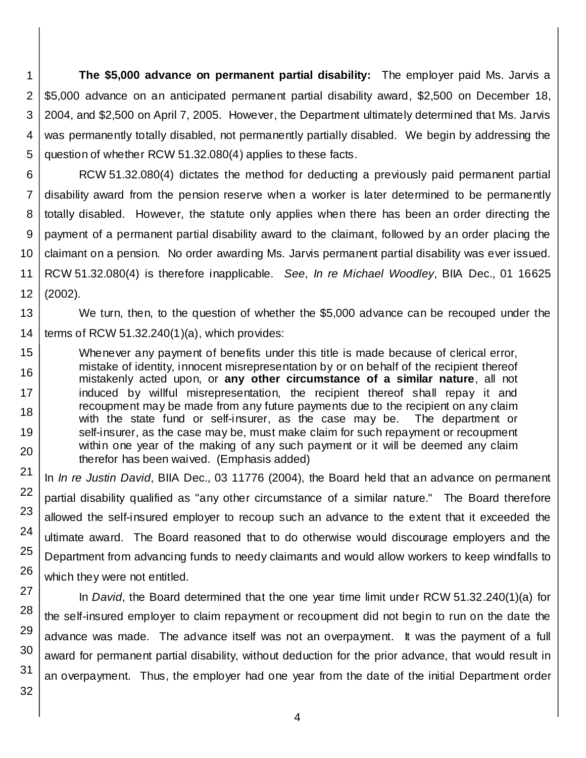**The $5,000 advance on permanent partial disability:** The employer paid Ms. Jarvis a $5,000 advance on an anticipated permanent partial disability award, $2,500 on December 18, 2004, and $2,500 on April 7, 2005. However, the Department ultimately determined that Ms. Jarvis was permanently totally disabled, not permanently partially disabled. We begin by addressing the question of whether RCW 51.32.080(4) applies to these facts.

RCW 51.32.080(4) dictates the method for deducting a previously paid permanent partial disability award from the pension reserve when a worker is later determined to be permanently totally disabled. However, the statute only applies when there has been an order directing the payment of a permanent partial disability award to the claimant, followed by an order placing the claimant on a pension. No order awarding Ms. Jarvis permanent partial disability was ever issued. RCW 51.32.080(4) is therefore inapplicable. *See*, *In re Michael Woodley*, BIIA Dec., 01 16625 (2002).

We turn, then, to the question of whether the $5,000 advance can be recouped under the terms of RCW 51.32.240(1)(a), which provides:

> Whenever any payment of benefits under this title is made because of clerical error, mistake of identity, innocent misrepresentation by or on behalf of the recipient thereof mistakenly acted upon, or **any other circumstance of a similar nature**, all not induced by willful misrepresentation, the recipient thereof shall repay it and recoupment may be made from any future payments due to the recipient on any claim with the state fund or self-insurer, as the case may be. The department or self-insurer, as the case may be, must make claim for such repayment or recoupment within one year of the making of any such payment or it will be deemed any claim therefor has been waived. (Emphasis added)

In *In re Justin David*, BIIA Dec., 03 11776 (2004), the Board held that an advance on permanent partial disability qualified as "any other circumstance of a similar nature." The Board therefore allowed the self-insured employer to recoup such an advance to the extent that it exceeded the ultimate award. The Board reasoned that to do otherwise would discourage employers and the Department from advancing funds to needy claimants and would allow workers to keep windfalls to which they were not entitled.

In *David*, the Board determined that the one year time limit under RCW 51.32.240(1)(a) for the self-insured employer to claim repayment or recoupment did not begin to run on the date the advance was made. The advance itself was not an overpayment. It was the payment of a full award for permanent partial disability, without deduction for the prior advance, that would result in an overpayment. Thus, the employer had one year from the date of the initial Department order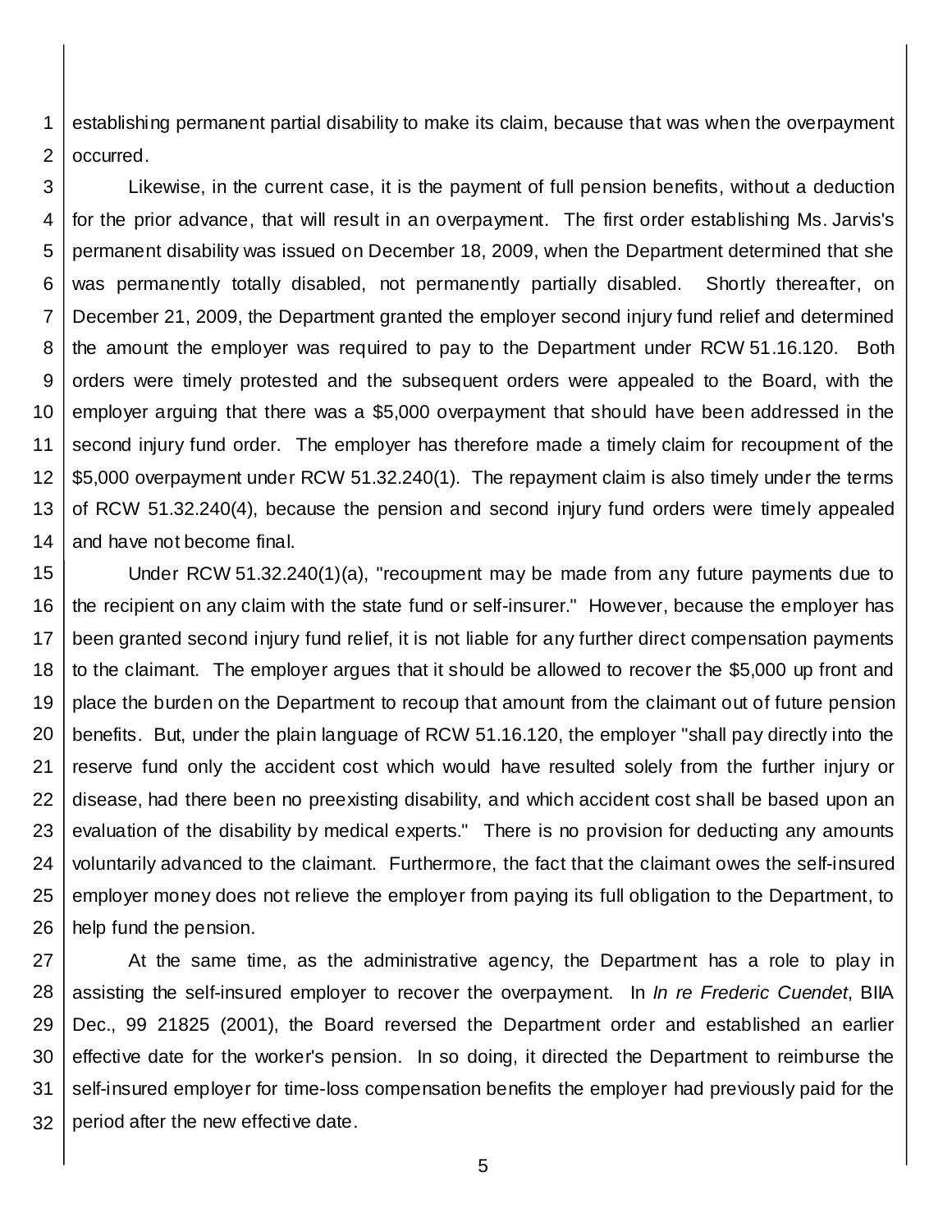establishing permanent partial disability to make its claim, because that was when the overpayment occurred.

Likewise, in the current case, it is the payment of full pension benefits, without a deduction for the prior advance, that will result in an overpayment. The first order establishing Ms. Jarvis's permanent disability was issued on December 18, 2009, when the Department determined that she was permanently totally disabled, not permanently partially disabled. Shortly thereafter, on December 21, 2009, the Department granted the employer second injury fund relief and determined the amount the employer was required to pay to the Department under RCW 51.16.120. Both orders were timely protested and the subsequent orders were appealed to the Board, with the employer arguing that there was a $5,000 overpayment that should have been addressed in the second injury fund order. The employer has therefore made a timely claim for recoupment of the $5,000 overpayment under RCW 51.32.240(1). The repayment claim is also timely under the terms of RCW 51.32.240(4), because the pension and second injury fund orders were timely appealed and have not become final.

Under RCW 51.32.240(1)(a), "recoupment may be made from any future payments due to the recipient on any claim with the state fund or self-insurer." However, because the employer has been granted second injury fund relief, it is not liable for any further direct compensation payments to the claimant. The employer argues that it should be allowed to recover the $5,000 up front and place the burden on the Department to recoup that amount from the claimant out of future pension benefits. But, under the plain language of RCW 51.16.120, the employer "shall pay directly into the reserve fund only the accident cost which would have resulted solely from the further injury or disease, had there been no preexisting disability, and which accident cost shall be based upon an evaluation of the disability by medical experts." There is no provision for deducting any amounts voluntarily advanced to the claimant. Furthermore, the fact that the claimant owes the self-insured employer money does not relieve the employer from paying its full obligation to the Department, to help fund the pension.

At the same time, as the administrative agency, the Department has a role to play in assisting the self-insured employer to recover the overpayment. In *In re Frederic Cuendet*, BIIA Dec., 99 21825 (2001), the Board reversed the Department order and established an earlier effective date for the worker's pension. In so doing, it directed the Department to reimburse the self-insured employer for time-loss compensation benefits the employer had previously paid for the period after the new effective date.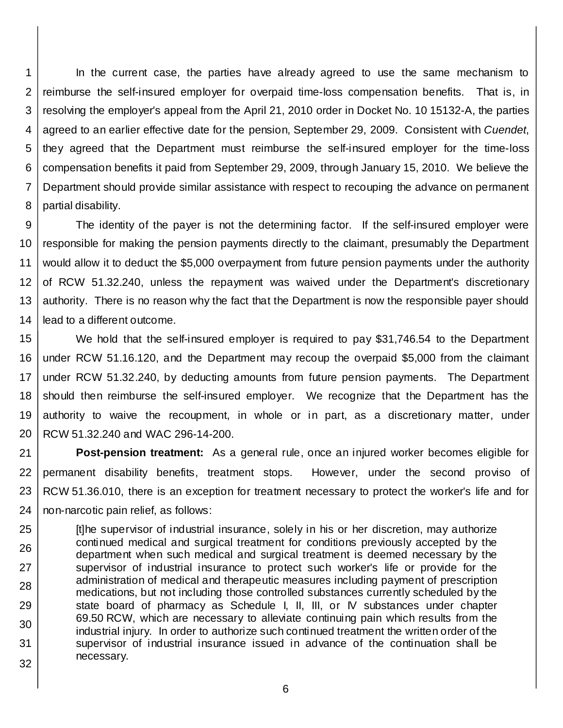In the current case, the parties have already agreed to use the same mechanism to reimburse the self-insured employer for overpaid time-loss compensation benefits. That is, in resolving the employer's appeal from the April 21, 2010 order in Docket No. 10 15132-A, the parties agreed to an earlier effective date for the pension, September 29, 2009. Consistent with *Cuendet*, they agreed that the Department must reimburse the self-insured employer for the time-loss compensation benefits it paid from September 29, 2009, through January 15, 2010. We believe the Department should provide similar assistance with respect to recouping the advance on permanent partial disability.

The identity of the payer is not the determining factor. If the self-insured employer were responsible for making the pension payments directly to the claimant, presumably the Department would allow it to deduct the $5,000 overpayment from future pension payments under the authority of RCW 51.32.240, unless the repayment was waived under the Department's discretionary authority. There is no reason why the fact that the Department is now the responsible payer should lead to a different outcome.

We hold that the self-insured employer is required to pay $31,746.54 to the Department under RCW 51.16.120, and the Department may recoup the overpaid $5,000 from the claimant under RCW 51.32.240, by deducting amounts from future pension payments. The Department should then reimburse the self-insured employer. We recognize that the Department has the authority to waive the recoupment, in whole or in part, as a discretionary matter, under RCW 51.32.240 and WAC 296-14-200.

**Post-pension treatment:** As a general rule, once an injured worker becomes eligible for permanent disability benefits, treatment stops. However, under the second proviso of RCW 51.36.010, there is an exception for treatment necessary to protect the worker's life and for non-narcotic pain relief, as follows:

> [t]he supervisor of industrial insurance, solely in his or her discretion, may authorize continued medical and surgical treatment for conditions previously accepted by the department when such medical and surgical treatment is deemed necessary by the supervisor of industrial insurance to protect such worker's life or provide for the administration of medical and therapeutic measures including payment of prescription medications, but not including those controlled substances currently scheduled by the state board of pharmacy as Schedule I, II, III, or IV substances under chapter 69.50 RCW, which are necessary to alleviate continuing pain which results from the industrial injury. In order to authorize such continued treatment the written order of the supervisor of industrial insurance issued in advance of the continuation shall be necessary.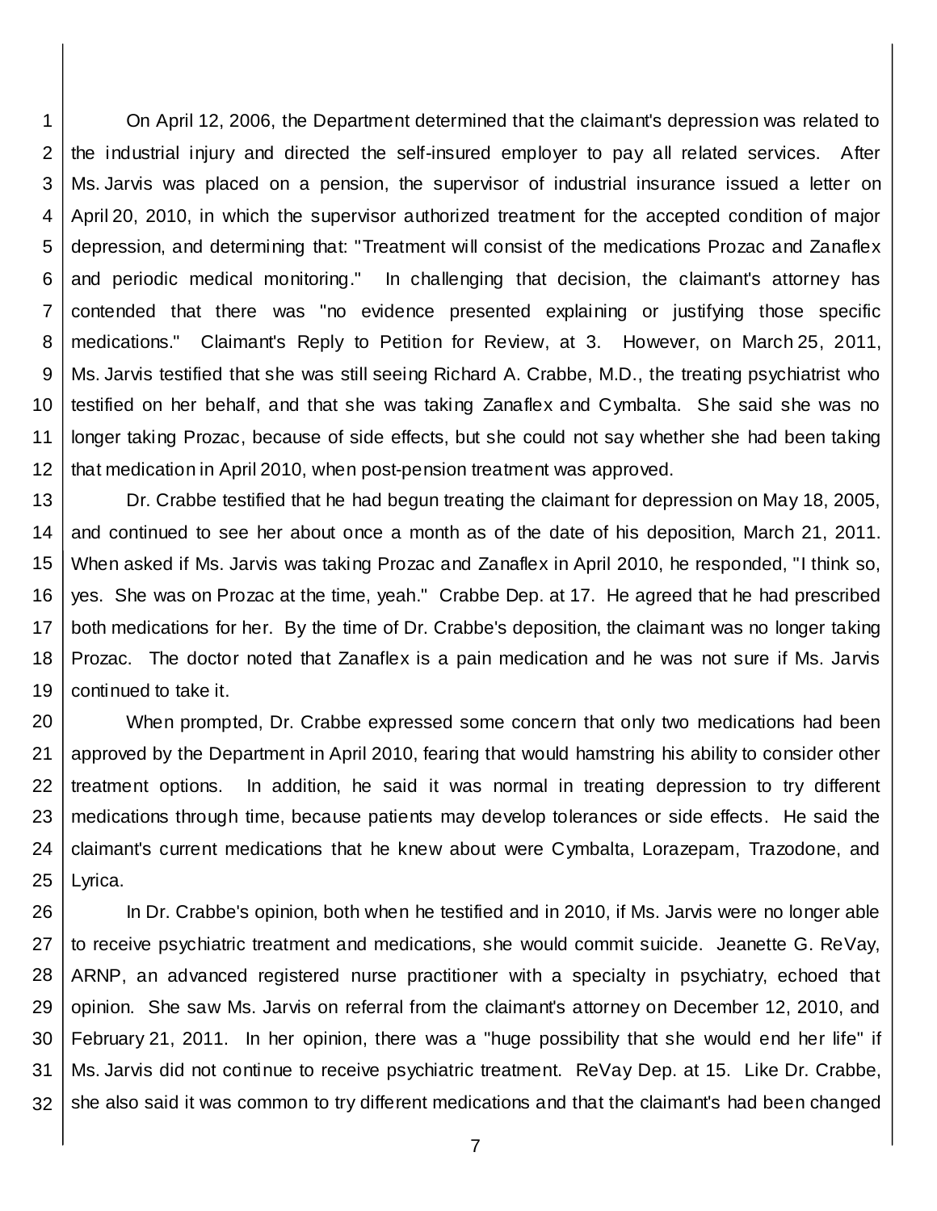On April 12, 2006, the Department determined that the claimant's depression was related to the industrial injury and directed the self-insured employer to pay all related services. After Ms. Jarvis was placed on a pension, the supervisor of industrial insurance issued a letter on April 20, 2010, in which the supervisor authorized treatment for the accepted condition of major depression, and determining that: "Treatment will consist of the medications Prozac and Zanaflex and periodic medical monitoring." In challenging that decision, the claimant's attorney has contended that there was "no evidence presented explaining or justifying those specific medications." Claimant's Reply to Petition for Review, at 3. However, on March 25, 2011, Ms. Jarvis testified that she was still seeing Richard A. Crabbe, M.D., the treating psychiatrist who testified on her behalf, and that she was taking Zanaflex and Cymbalta. She said she was no longer taking Prozac, because of side effects, but she could not say whether she had been taking that medication in April 2010, when post-pension treatment was approved.

Dr. Crabbe testified that he had begun treating the claimant for depression on May 18, 2005, and continued to see her about once a month as of the date of his deposition, March 21, 2011. When asked if Ms. Jarvis was taking Prozac and Zanaflex in April 2010, he responded, "I think so, yes. She was on Prozac at the time, yeah." Crabbe Dep. at 17. He agreed that he had prescribed both medications for her. By the time of Dr. Crabbe's deposition, the claimant was no longer taking Prozac. The doctor noted that Zanaflex is a pain medication and he was not sure if Ms. Jarvis continued to take it.

When prompted, Dr. Crabbe expressed some concern that only two medications had been approved by the Department in April 2010, fearing that would hamstring his ability to consider other treatment options. In addition, he said it was normal in treating depression to try different medications through time, because patients may develop tolerances or side effects. He said the claimant's current medications that he knew about were Cymbalta, Lorazepam, Trazodone, and Lyrica.

In Dr. Crabbe's opinion, both when he testified and in 2010, if Ms. Jarvis were no longer able to receive psychiatric treatment and medications, she would commit suicide. Jeanette G. ReVay, ARNP, an advanced registered nurse practitioner with a specialty in psychiatry, echoed that opinion. She saw Ms. Jarvis on referral from the claimant's attorney on December 12, 2010, and February 21, 2011. In her opinion, there was a "huge possibility that she would end her life" if Ms. Jarvis did not continue to receive psychiatric treatment. ReVay Dep. at 15. Like Dr. Crabbe, she also said it was common to try different medications and that the claimant's had been changed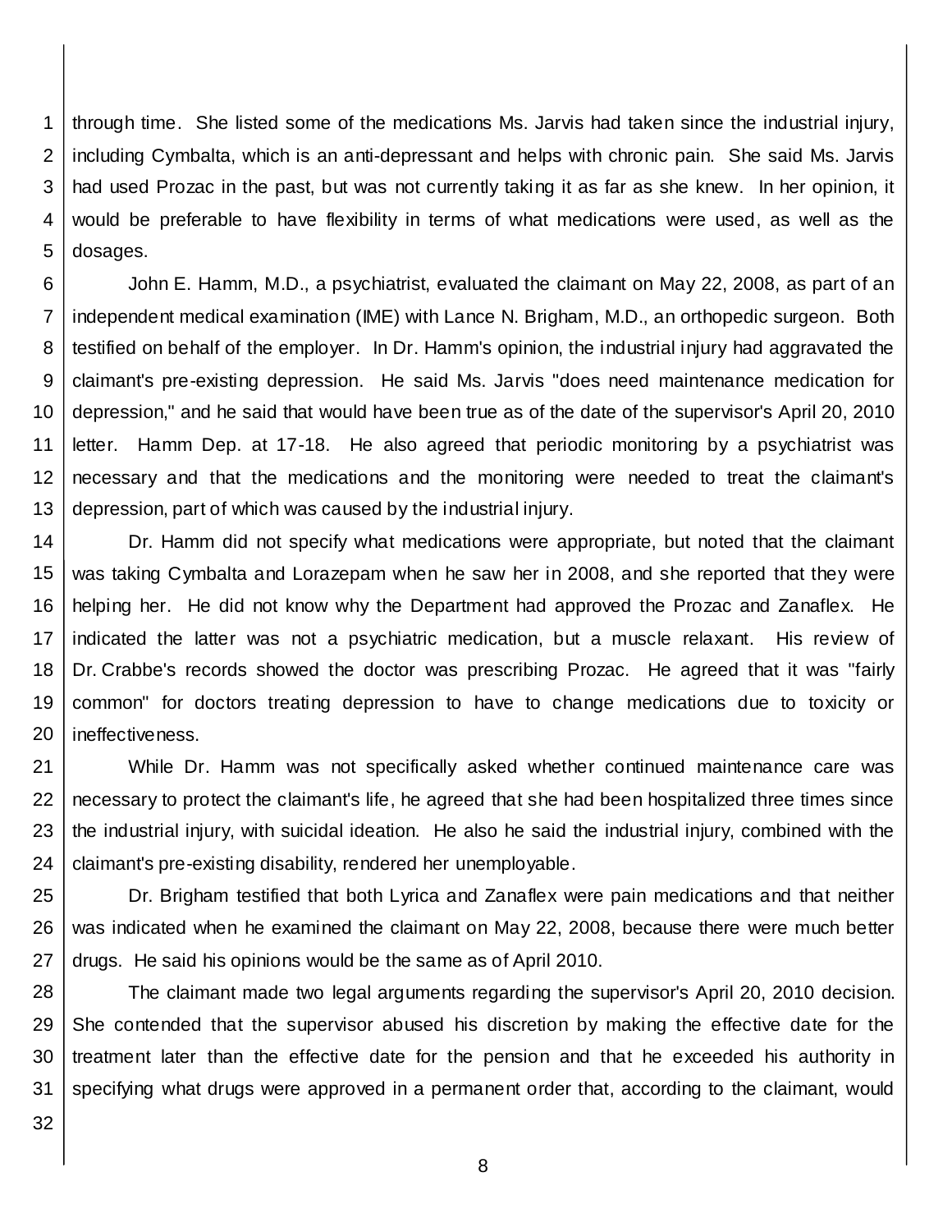through time. She listed some of the medications Ms. Jarvis had taken since the industrial injury, including Cymbalta, which is an anti-depressant and helps with chronic pain. She said Ms. Jarvis had used Prozac in the past, but was not currently taking it as far as she knew. In her opinion, it would be preferable to have flexibility in terms of what medications were used, as well as the dosages.

John E. Hamm, M.D., a psychiatrist, evaluated the claimant on May 22, 2008, as part of an independent medical examination (IME) with Lance N. Brigham, M.D., an orthopedic surgeon. Both testified on behalf of the employer. In Dr. Hamm's opinion, the industrial injury had aggravated the claimant's pre-existing depression. He said Ms. Jarvis "does need maintenance medication for depression," and he said that would have been true as of the date of the supervisor's April 20, 2010 letter. Hamm Dep. at 17-18. He also agreed that periodic monitoring by a psychiatrist was necessary and that the medications and the monitoring were needed to treat the claimant's depression, part of which was caused by the industrial injury.

Dr. Hamm did not specify what medications were appropriate, but noted that the claimant was taking Cymbalta and Lorazepam when he saw her in 2008, and she reported that they were helping her. He did not know why the Department had approved the Prozac and Zanaflex. He indicated the latter was not a psychiatric medication, but a muscle relaxant. His review of Dr. Crabbe's records showed the doctor was prescribing Prozac. He agreed that it was "fairly common" for doctors treating depression to have to change medications due to toxicity or ineffectiveness.

While Dr. Hamm was not specifically asked whether continued maintenance care was necessary to protect the claimant's life, he agreed that she had been hospitalized three times since the industrial injury, with suicidal ideation. He also he said the industrial injury, combined with the claimant's pre-existing disability, rendered her unemployable.

Dr. Brigham testified that both Lyrica and Zanaflex were pain medications and that neither was indicated when he examined the claimant on May 22, 2008, because there were much better drugs. He said his opinions would be the same as of April 2010.

The claimant made two legal arguments regarding the supervisor's April 20, 2010 decision. She contended that the supervisor abused his discretion by making the effective date for the treatment later than the effective date for the pension and that he exceeded his authority in specifying what drugs were approved in a permanent order that, according to the claimant, would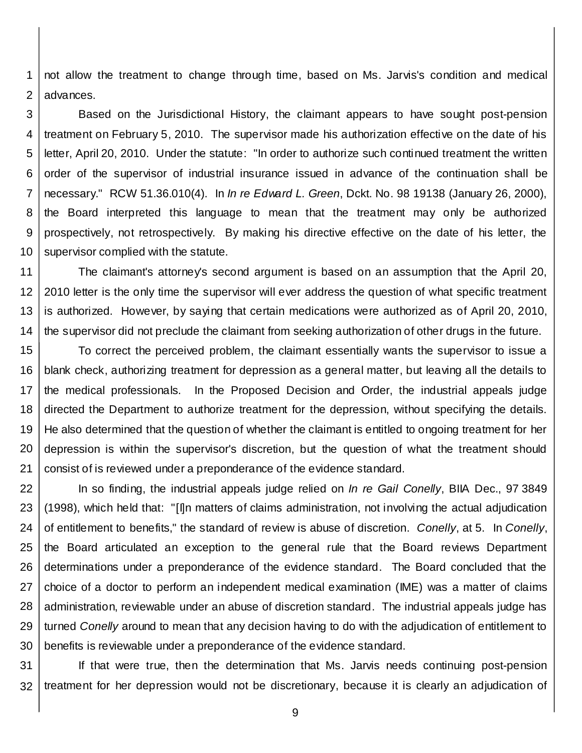not allow the treatment to change through time, based on Ms. Jarvis's condition and medical advances.

Based on the Jurisdictional History, the claimant appears to have sought post-pension treatment on February 5, 2010. The supervisor made his authorization effective on the date of his letter, April 20, 2010. Under the statute: "In order to authorize such continued treatment the written order of the supervisor of industrial insurance issued in advance of the continuation shall be necessary." RCW 51.36.010(4). In *In re Edward L. Green*, Dckt. No. 98 19138 (January 26, 2000), the Board interpreted this language to mean that the treatment may only be authorized prospectively, not retrospectively. By making his directive effective on the date of his letter, the supervisor complied with the statute.

The claimant's attorney's second argument is based on an assumption that the April 20, 2010 letter is the only time the supervisor will ever address the question of what specific treatment is authorized. However, by saying that certain medications were authorized as of April 20, 2010, the supervisor did not preclude the claimant from seeking authorization of other drugs in the future.

To correct the perceived problem, the claimant essentially wants the supervisor to issue a blank check, authorizing treatment for depression as a general matter, but leaving all the details to the medical professionals. In the Proposed Decision and Order, the industrial appeals judge directed the Department to authorize treatment for the depression, without specifying the details. He also determined that the question of whether the claimant is entitled to ongoing treatment for her depression is within the supervisor's discretion, but the question of what the treatment should consist of is reviewed under a preponderance of the evidence standard.

In so finding, the industrial appeals judge relied on *In re Gail Conelly*, BIIA Dec., 97 3849 (1998), which held that: "[I]n matters of claims administration, not involving the actual adjudication of entitlement to benefits," the standard of review is abuse of discretion. *Conelly*, at 5. In *Conelly*, the Board articulated an exception to the general rule that the Board reviews Department determinations under a preponderance of the evidence standard. The Board concluded that the choice of a doctor to perform an independent medical examination (IME) was a matter of claims administration, reviewable under an abuse of discretion standard. The industrial appeals judge has turned *Conelly* around to mean that any decision having to do with the adjudication of entitlement to benefits is reviewable under a preponderance of the evidence standard.

If that were true, then the determination that Ms. Jarvis needs continuing post-pension treatment for her depression would not be discretionary, because it is clearly an adjudication of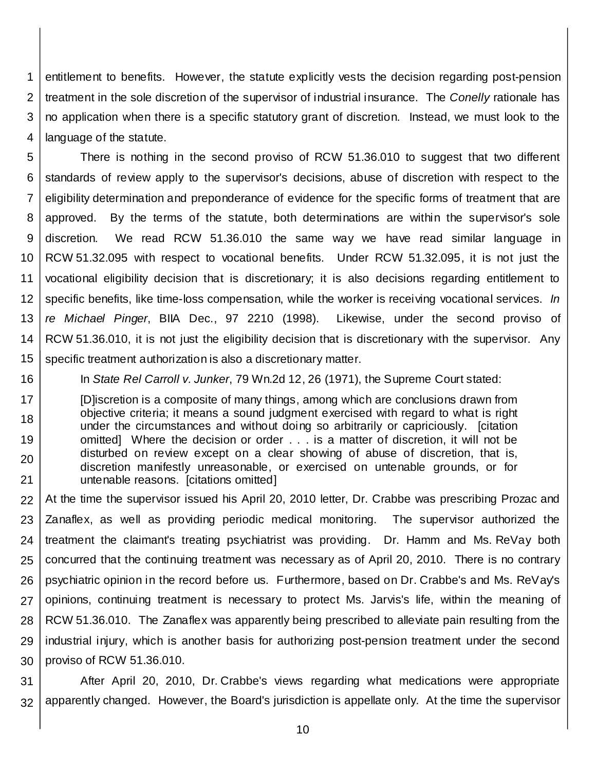entitlement to benefits. However, the statute explicitly vests the decision regarding post-pension treatment in the sole discretion of the supervisor of industrial insurance. The *Conelly* rationale has no application when there is a specific statutory grant of discretion. Instead, we must look to the language of the statute.

There is nothing in the second proviso of RCW 51.36.010 to suggest that two different standards of review apply to the supervisor's decisions, abuse of discretion with respect to the eligibility determination and preponderance of evidence for the specific forms of treatment that are approved. By the terms of the statute, both determinations are within the supervisor's sole discretion. We read RCW 51.36.010 the same way we have read similar language in RCW 51.32.095 with respect to vocational benefits. Under RCW 51.32.095, it is not just the vocational eligibility decision that is discretionary; it is also decisions regarding entitlement to specific benefits, like time-loss compensation, while the worker is receiving vocational services. *In re Michael Pinger*, BIIA Dec., 97 2210 (1998). Likewise, under the second proviso of RCW 51.36.010, it is not just the eligibility decision that is discretionary with the supervisor. Any specific treatment authorization is also a discretionary matter.

In *State Rel Carroll v. Junker*, 79 Wn.2d 12, 26 (1971), the Supreme Court stated:

> [D]iscretion is a composite of many things, among which are conclusions drawn from objective criteria; it means a sound judgment exercised with regard to what is right under the circumstances and without doing so arbitrarily or capriciously. [citation omitted] Where the decision or order . . . is a matter of discretion, it will not be disturbed on review except on a clear showing of abuse of discretion, that is, discretion manifestly unreasonable, or exercised on untenable grounds, or for untenable reasons. [citations omitted]

At the time the supervisor issued his April 20, 2010 letter, Dr. Crabbe was prescribing Prozac and Zanaflex, as well as providing periodic medical monitoring. The supervisor authorized the treatment the claimant's treating psychiatrist was providing. Dr. Hamm and Ms. ReVay both concurred that the continuing treatment was necessary as of April 20, 2010. There is no contrary psychiatric opinion in the record before us. Furthermore, based on Dr. Crabbe's and Ms. ReVay's opinions, continuing treatment is necessary to protect Ms. Jarvis's life, within the meaning of RCW 51.36.010. The Zanaflex was apparently being prescribed to alleviate pain resulting from the industrial injury, which is another basis for authorizing post-pension treatment under the second proviso of RCW 51.36.010.

After April 20, 2010, Dr. Crabbe's views regarding what medications were appropriate apparently changed. However, the Board's jurisdiction is appellate only. At the time the supervisor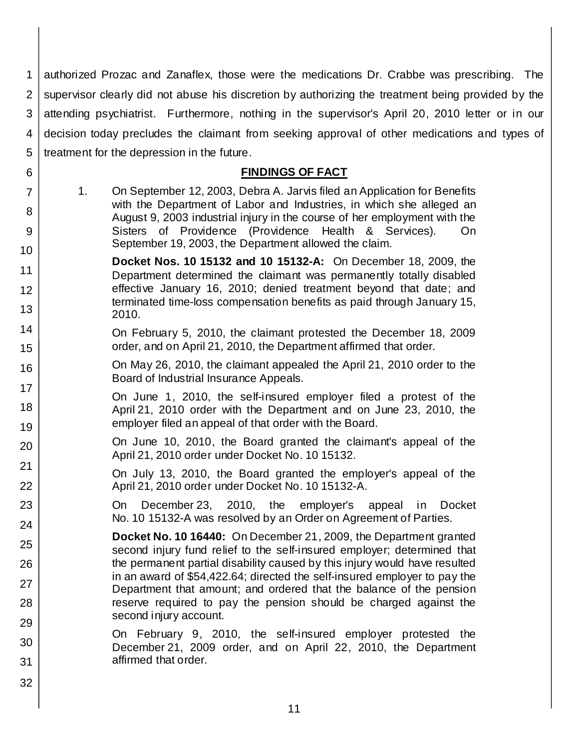authorized Prozac and Zanaflex, those were the medications Dr. Crabbe was prescribing. The supervisor clearly did not abuse his discretion by authorizing the treatment being provided by the attending psychiatrist. Furthermore, nothing in the supervisor's April 20, 2010 letter or in our decision today precludes the claimant from seeking approval of other medications and types of treatment for the depression in the future.

## FINDINGS OF FACT

1. On September 12, 2003, Debra A. Jarvis filed an Application for Benefits with the Department of Labor and Industries, in which she alleged an August 9, 2003 industrial injury in the course of her employment with the Sisters of Providence (Providence Health & Services). On September 19, 2003, the Department allowed the claim.

   **Docket Nos. 10 15132 and 10 15132-A:** On December 18, 2009, the Department determined the claimant was permanently totally disabled effective January 16, 2010; denied treatment beyond that date; and terminated time-loss compensation benefits as paid through January 15, 2010.

   On February 5, 2010, the claimant protested the December 18, 2009 order, and on April 21, 2010, the Department affirmed that order.

   On May 26, 2010, the claimant appealed the April 21, 2010 order to the Board of Industrial Insurance Appeals.

   On June 1, 2010, the self-insured employer filed a protest of the April 21, 2010 order with the Department and on June 23, 2010, the employer filed an appeal of that order with the Board.

   On June 10, 2010, the Board granted the claimant's appeal of the April 21, 2010 order under Docket No. 10 15132.

   On July 13, 2010, the Board granted the employer's appeal of the April 21, 2010 order under Docket No. 10 15132-A.

   On December 23, 2010, the employer's appeal in Docket No. 10 15132-A was resolved by an Order on Agreement of Parties.

   **Docket No. 10 16440:** On December 21, 2009, the Department granted second injury fund relief to the self-insured employer; determined that the permanent partial disability caused by this injury would have resulted in an award of $54,422.64; directed the self-insured employer to pay the Department that amount; and ordered that the balance of the pension reserve required to pay the pension should be charged against the second injury account.

   On February 9, 2010, the self-insured employer protested the December 21, 2009 order, and on April 22, 2010, the Department affirmed that order.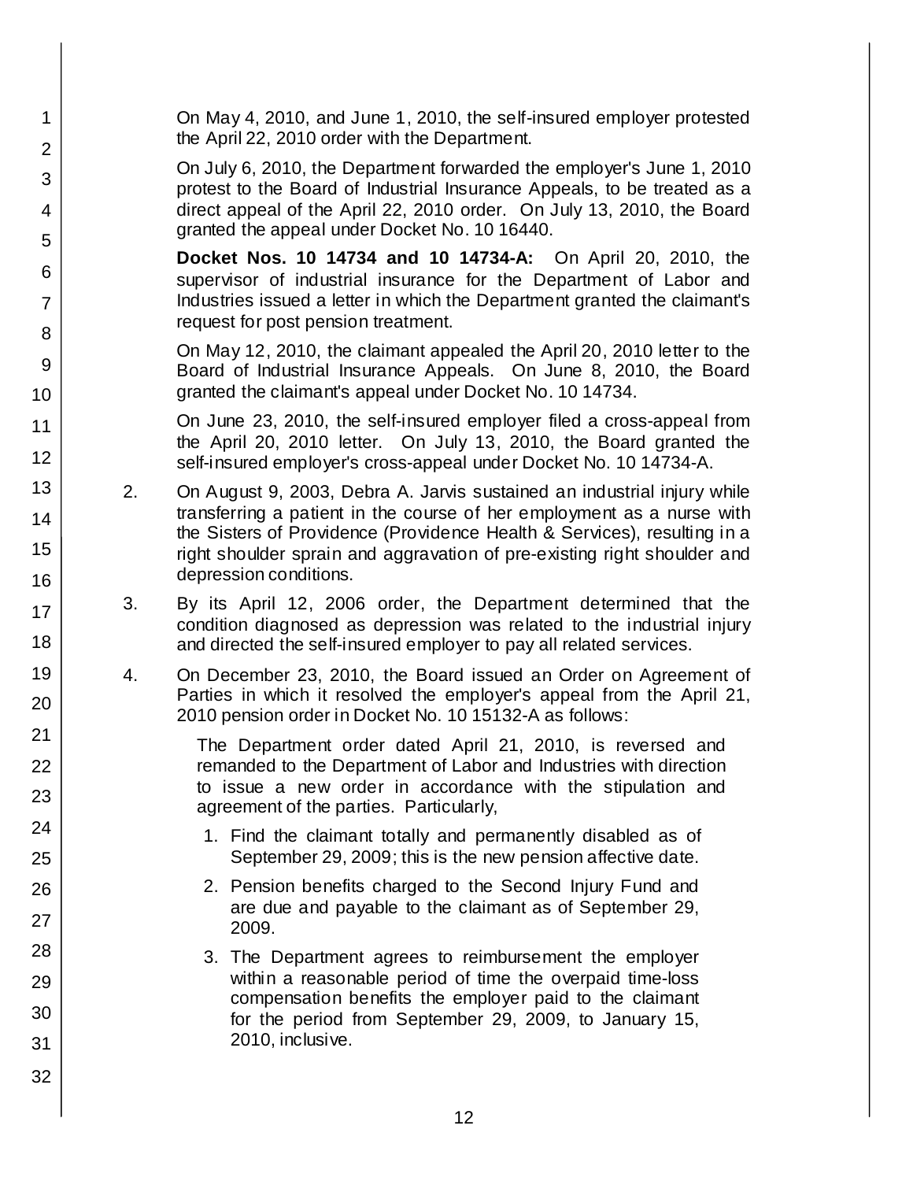On May 4, 2010, and June 1, 2010, the self-insured employer protested the April 22, 2010 order with the Department.

On July 6, 2010, the Department forwarded the employer's June 1, 2010 protest to the Board of Industrial Insurance Appeals, to be treated as a direct appeal of the April 22, 2010 order. On July 13, 2010, the Board granted the appeal under Docket No. 10 16440.

**Docket Nos. 10 14734 and 10 14734-A:** On April 20, 2010, the supervisor of industrial insurance for the Department of Labor and Industries issued a letter in which the Department granted the claimant's request for post pension treatment.

On May 12, 2010, the claimant appealed the April 20, 2010 letter to the Board of Industrial Insurance Appeals. On June 8, 2010, the Board granted the claimant's appeal under Docket No. 10 14734.

On June 23, 2010, the self-insured employer filed a cross-appeal from the April 20, 2010 letter. On July 13, 2010, the Board granted the self-insured employer's cross-appeal under Docket No. 10 14734-A.

2. On August 9, 2003, Debra A. Jarvis sustained an industrial injury while transferring a patient in the course of her employment as a nurse with the Sisters of Providence (Providence Health & Services), resulting in a right shoulder sprain and aggravation of pre-existing right shoulder and depression conditions.

3. By its April 12, 2006 order, the Department determined that the condition diagnosed as depression was related to the industrial injury and directed the self-insured employer to pay all related services.

4. On December 23, 2010, the Board issued an Order on Agreement of Parties in which it resolved the employer's appeal from the April 21, 2010 pension order in Docket No. 10 15132-A as follows:

   The Department order dated April 21, 2010, is reversed and remanded to the Department of Labor and Industries with direction to issue a new order in accordance with the stipulation and agreement of the parties. Particularly,

   1. Find the claimant totally and permanently disabled as of September 29, 2009; this is the new pension affective date.
   2. Pension benefits charged to the Second Injury Fund and are due and payable to the claimant as of September 29, 2009.
   3. The Department agrees to reimbursement the employer within a reasonable period of time the overpaid time-loss compensation benefits the employer paid to the claimant for the period from September 29, 2009, to January 15, 2010, inclusive.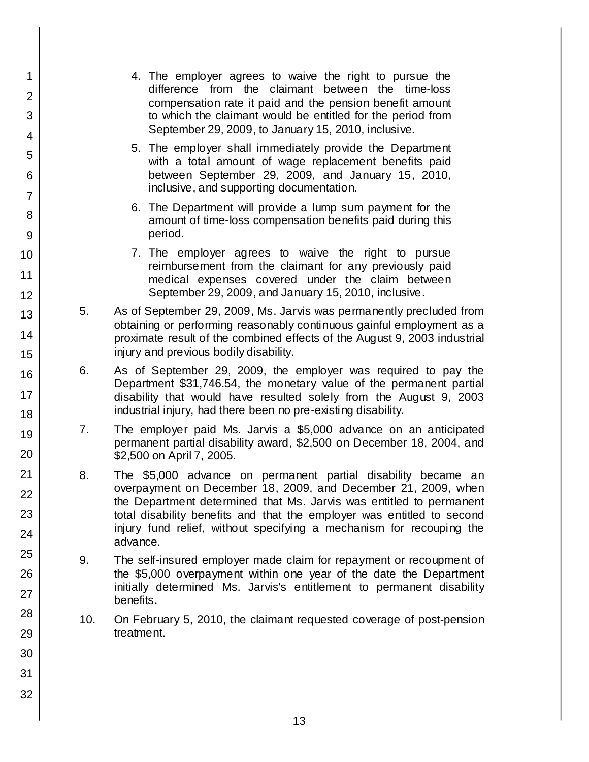4. The employer agrees to waive the right to pursue the difference from the claimant between the time-loss compensation rate it paid and the pension benefit amount to which the claimant would be entitled for the period from September 29, 2009, to January 15, 2010, inclusive.
5. The employer shall immediately provide the Department with a total amount of wage replacement benefits paid between September 29, 2009, and January 15, 2010, inclusive, and supporting documentation.
6. The Department will provide a lump sum payment for the amount of time-loss compensation benefits paid during this period.
7. The employer agrees to waive the right to pursue reimbursement from the claimant for any previously paid medical expenses covered under the claim between September 29, 2009, and January 15, 2010, inclusive.

5. As of September 29, 2009, Ms. Jarvis was permanently precluded from obtaining or performing reasonably continuous gainful employment as a proximate result of the combined effects of the August 9, 2003 industrial injury and previous bodily disability.

6. As of September 29, 2009, the employer was required to pay the Department $31,746.54, the monetary value of the permanent partial disability that would have resulted solely from the August 9, 2003 industrial injury, had there been no pre-existing disability.

7. The employer paid Ms. Jarvis a $5,000 advance on an anticipated permanent partial disability award, $2,500 on December 18, 2004, and $2,500 on April 7, 2005.

8. The $5,000 advance on permanent partial disability became an overpayment on December 18, 2009, and December 21, 2009, when the Department determined that Ms. Jarvis was entitled to permanent total disability benefits and that the employer was entitled to second injury fund relief, without specifying a mechanism for recouping the advance.

9. The self-insured employer made claim for repayment or recoupment of the $5,000 overpayment within one year of the date the Department initially determined Ms. Jarvis's entitlement to permanent disability benefits.

10. On February 5, 2010, the claimant requested coverage of post-pension treatment.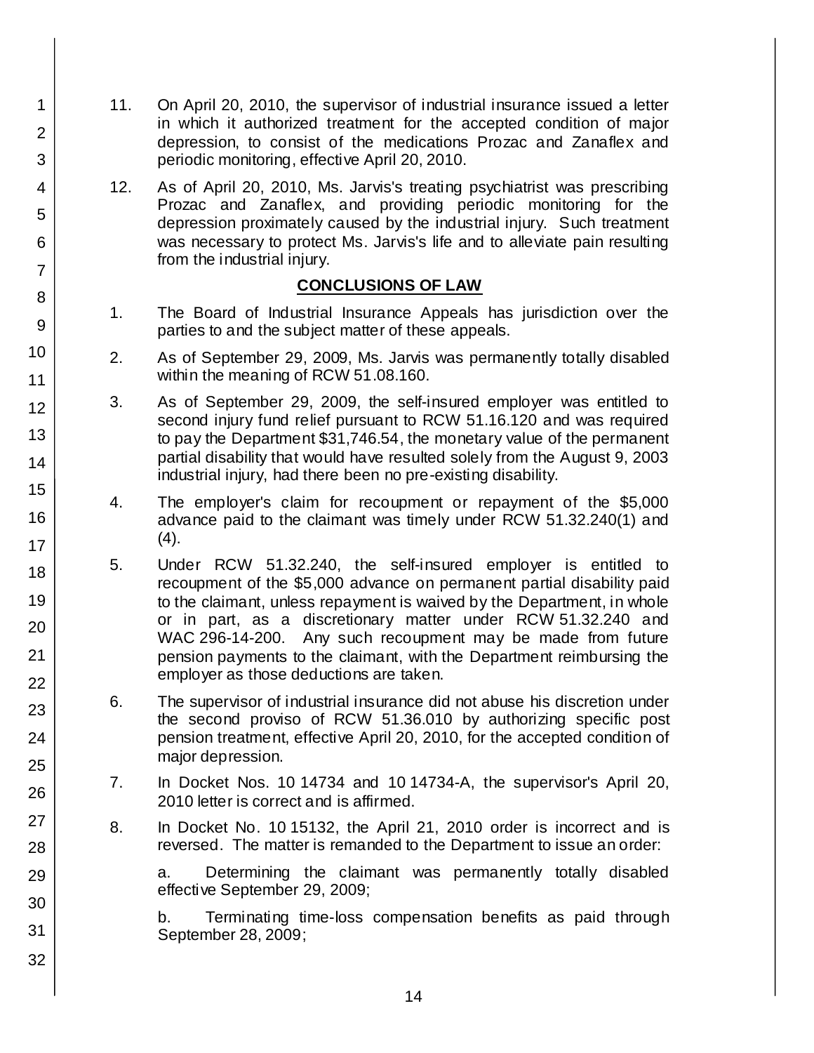11. On April 20, 2010, the supervisor of industrial insurance issued a letter in which it authorized treatment for the accepted condition of major depression, to consist of the medications Prozac and Zanaflex and periodic monitoring, effective April 20, 2010.

12. As of April 20, 2010, Ms. Jarvis's treating psychiatrist was prescribing Prozac and Zanaflex, and providing periodic monitoring for the depression proximately caused by the industrial injury. Such treatment was necessary to protect Ms. Jarvis's life and to alleviate pain resulting from the industrial injury.

## CONCLUSIONS OF LAW

1. The Board of Industrial Insurance Appeals has jurisdiction over the parties to and the subject matter of these appeals.

2. As of September 29, 2009, Ms. Jarvis was permanently totally disabled within the meaning of RCW 51.08.160.

3. As of September 29, 2009, the self-insured employer was entitled to second injury fund relief pursuant to RCW 51.16.120 and was required to pay the Department $31,746.54, the monetary value of the permanent partial disability that would have resulted solely from the August 9, 2003 industrial injury, had there been no pre-existing disability.

4. The employer's claim for recoupment or repayment of the $5,000 advance paid to the claimant was timely under RCW 51.32.240(1) and (4).

5. Under RCW 51.32.240, the self-insured employer is entitled to recoupment of the $5,000 advance on permanent partial disability paid to the claimant, unless repayment is waived by the Department, in whole or in part, as a discretionary matter under RCW 51.32.240 and WAC 296-14-200. Any such recoupment may be made from future pension payments to the claimant, with the Department reimbursing the employer as those deductions are taken.

6. The supervisor of industrial insurance did not abuse his discretion under the second proviso of RCW 51.36.010 by authorizing specific post pension treatment, effective April 20, 2010, for the accepted condition of major depression.

7. In Docket Nos. 10 14734 and 10 14734-A, the supervisor's April 20, 2010 letter is correct and is affirmed.

8. In Docket No. 10 15132, the April 21, 2010 order is incorrect and is reversed. The matter is remanded to the Department to issue an order:

   a. Determining the claimant was permanently totally disabled effective September 29, 2009;

   b. Terminating time-loss compensation benefits as paid through September 28, 2009;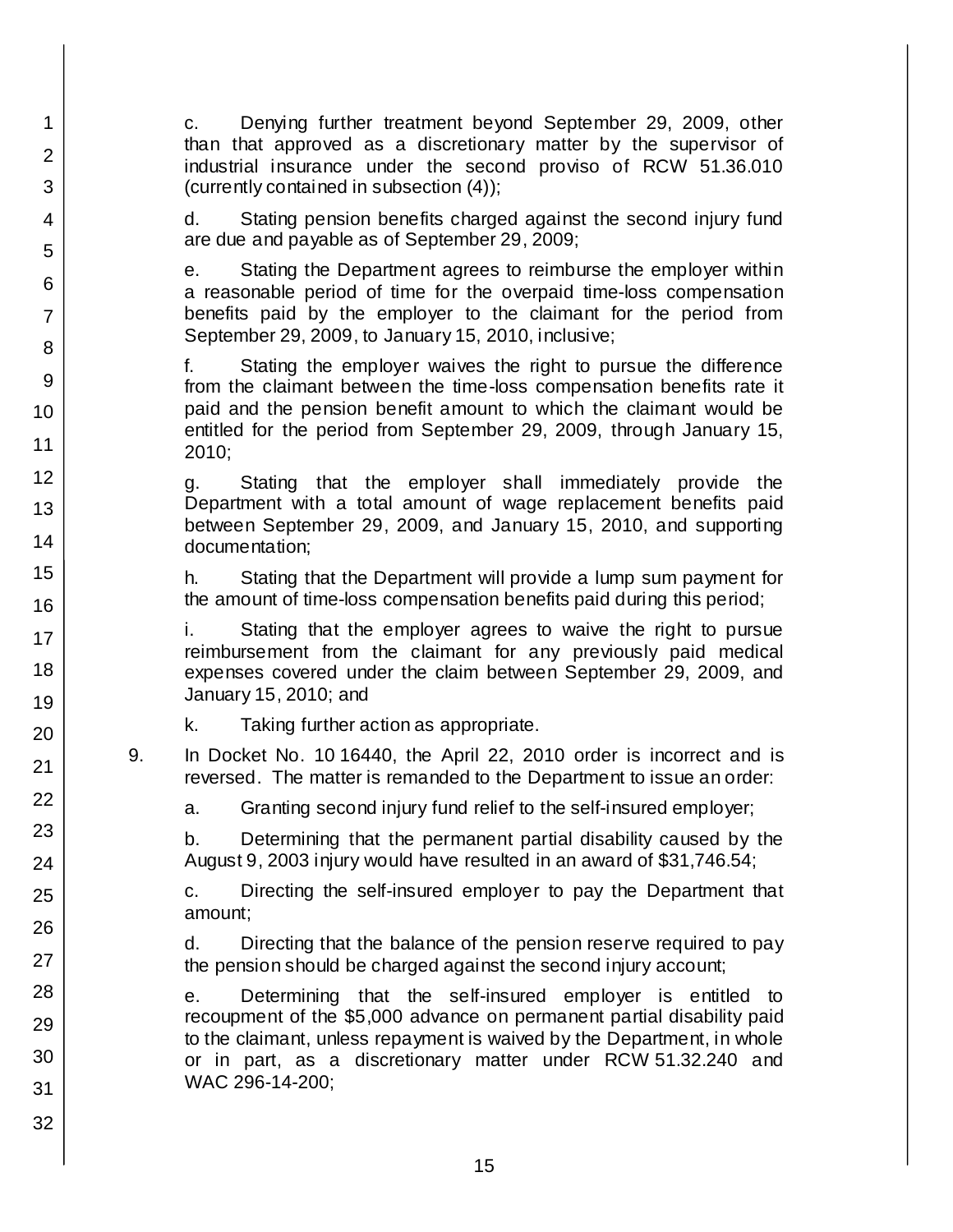c. Denying further treatment beyond September 29, 2009, other than that approved as a discretionary matter by the supervisor of industrial insurance under the second proviso of RCW 51.36.010 (currently contained in subsection (4));

d. Stating pension benefits charged against the second injury fund are due and payable as of September 29, 2009;

e. Stating the Department agrees to reimburse the employer within a reasonable period of time for the overpaid time-loss compensation benefits paid by the employer to the claimant for the period from September 29, 2009, to January 15, 2010, inclusive;

f. Stating the employer waives the right to pursue the difference from the claimant between the time-loss compensation benefits rate it paid and the pension benefit amount to which the claimant would be entitled for the period from September 29, 2009, through January 15, 2010;

g. Stating that the employer shall immediately provide the Department with a total amount of wage replacement benefits paid between September 29, 2009, and January 15, 2010, and supporting documentation;

h. Stating that the Department will provide a lump sum payment for the amount of time-loss compensation benefits paid during this period;

i. Stating that the employer agrees to waive the right to pursue reimbursement from the claimant for any previously paid medical expenses covered under the claim between September 29, 2009, and January 15, 2010; and

k. Taking further action as appropriate.

9. In Docket No. 10 16440, the April 22, 2010 order is incorrect and is reversed. The matter is remanded to the Department to issue an order:

   a. Granting second injury fund relief to the self-insured employer;

   b. Determining that the permanent partial disability caused by the August 9, 2003 injury would have resulted in an award of $31,746.54;

   c. Directing the self-insured employer to pay the Department that amount;

   d. Directing that the balance of the pension reserve required to pay the pension should be charged against the second injury account;

   e. Determining that the self-insured employer is entitled to recoupment of the $5,000 advance on permanent partial disability paid to the claimant, unless repayment is waived by the Department, in whole or in part, as a discretionary matter under RCW 51.32.240 and WAC 296-14-200;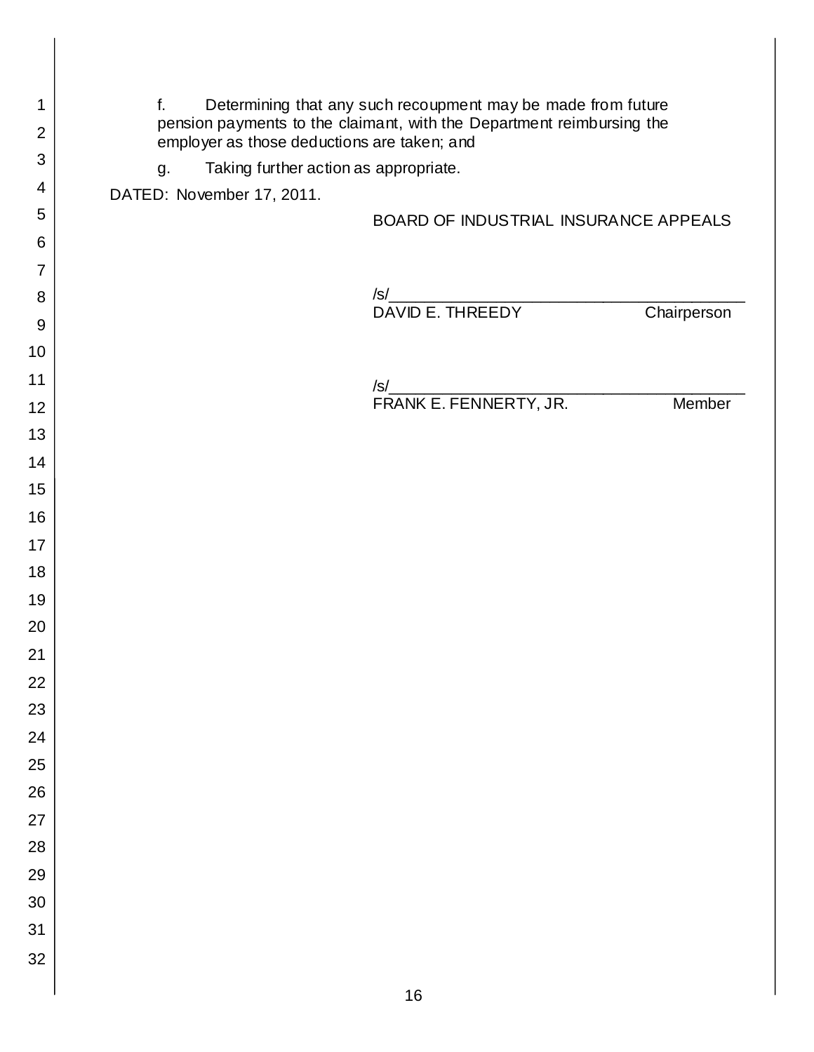f. Determining that any such recoupment may be made from future pension payments to the claimant, with the Department reimbursing the employer as those deductions are taken; and

g. Taking further action as appropriate.

DATED: November 17, 2011.

BOARD OF INDUSTRIAL INSURANCE APPEALS

/s/________________________________________
DAVID E. THREEDY Chairperson

/s/________________________________________
FRANK E. FENNERTY, JR. Member